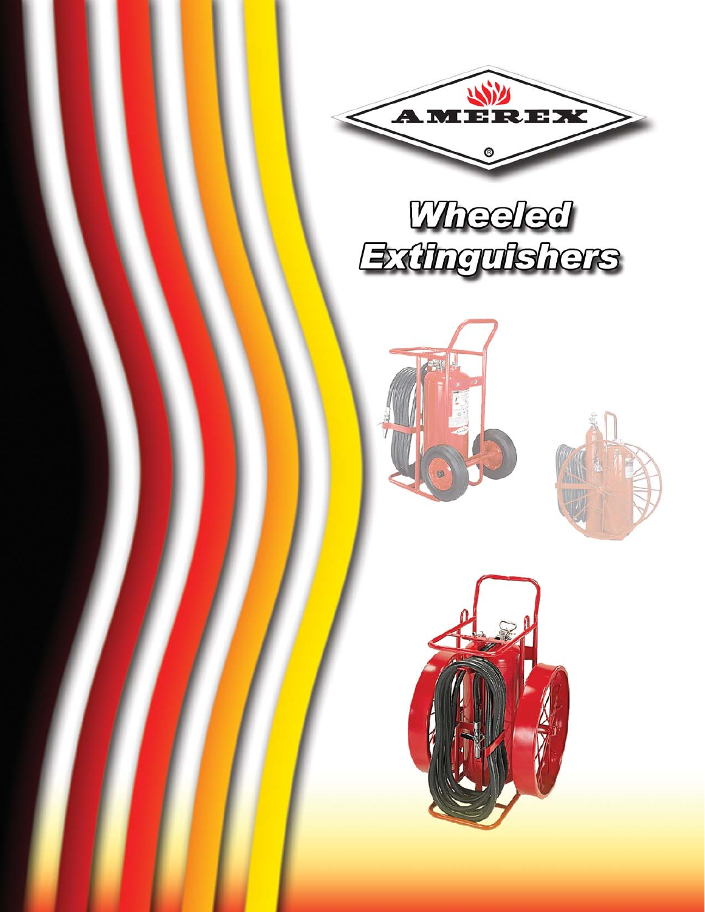AMEREX®

# Wheeled Extinguishers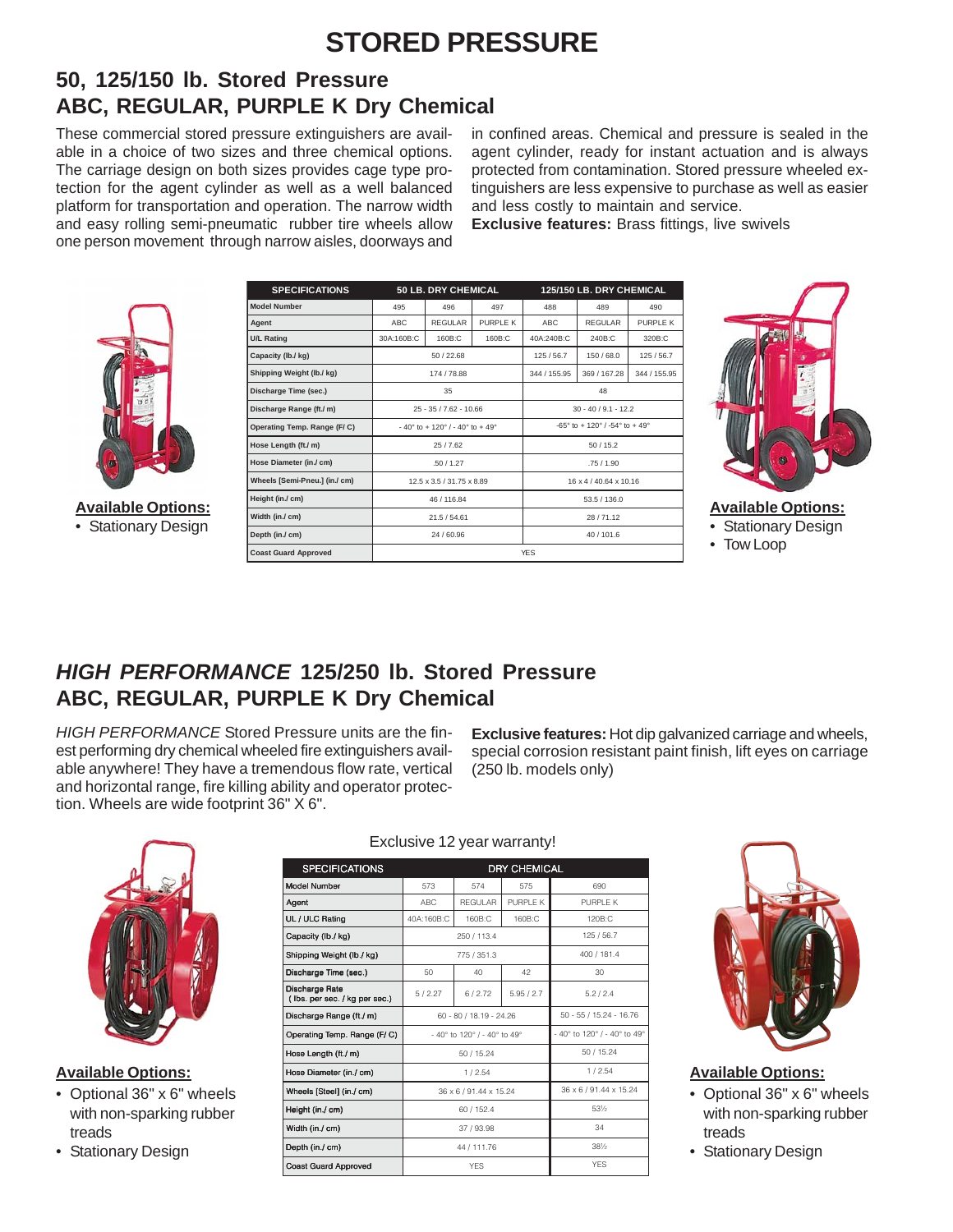# STORED PRESSURE

## 50, 125/150 lb. Stored Pressure ABC, REGULAR, PURPLE K Dry Chemical

These commercial stored pressure extinguishers are available in a choice of two sizes and three chemical options. The carriage design on both sizes provides cage type protection for the agent cylinder as well as a well balanced platform for transportation and operation. The narrow width and easy rolling semi-pneumatic rubber tire wheels allow one person movement through narrow aisles, doorways and in confined areas. Chemical and pressure is sealed in the agent cylinder, ready for instant actuation and is always protected from contamination. Stored pressure wheeled extinguishers are less expensive to purchase as well as easier and less costly to maintain and service.

**Exclusive features:** Brass fittings, live swivels

**Available Options:**
- Stationary Design

| SPECIFICATIONS | 50 LB. DRY CHEMICAL | | | 125/150 LB. DRY CHEMICAL | | |
|---|---|---|---|---|---|---|
| Model Number | 495 | 496 | 497 | 488 | 489 | 490 |
| Agent | ABC | REGULAR | PURPLE K | ABC | REGULAR | PURPLE K |
| U/L Rating | 30A:160B:C | 160B:C | 160B:C | 40A:240B:C | 240B:C | 320B:C |
| Capacity (lb./ kg) | 50 / 22.68 | | | 125 / 56.7 | 150 / 68.0 | 125 / 56.7 |
| Shipping Weight (lb./ kg) | 174 / 78.88 | | | 344 / 155.95 | 369 / 167.28 | 344 / 155.95 |
| Discharge Time (sec.) | 35 | | | 48 | | |
| Discharge Range (ft./ m) | 25 - 35 / 7.62 - 10.66 | | | 30 - 40 / 9.1 - 12.2 | | |
| Operating Temp. Range (F/ C) | - 40° to + 120° / - 40° to + 49° | | | -65° to + 120° / -54° to + 49° | | |
| Hose Length (ft./ m) | 25 / 7.62 | | | 50 / 15.2 | | |
| Hose Diameter (in./ cm) | .50 / 1.27 | | | .75 / 1.90 | | |
| Wheels [Semi-Pneu.] (in./ cm) | 12.5 x 3.5 / 31.75 x 8.89 | | | 16 x 4 / 40.64 x 10.16 | | |
| Height (in./ cm) | 46 / 116.84 | | | 53.5 / 136.0 | | |
| Width (in./ cm) | 21.5 / 54.61 | | | 28 / 71.12 | | |
| Depth (in./ cm) | 24 / 60.96 | | | 40 / 101.6 | | |
| Coast Guard Approved | YES | | | | | |

**Available Options:**
- Stationary Design
- Tow Loop

## *HIGH PERFORMANCE* 125/250 lb. Stored Pressure ABC, REGULAR, PURPLE K Dry Chemical

*HIGH PERFORMANCE* Stored Pressure units are the finest performing dry chemical wheeled fire extinguishers available anywhere! They have a tremendous flow rate, vertical and horizontal range, fire killing ability and operator protection. Wheels are wide footprint 36" X 6".

**Exclusive features:** Hot dip galvanized carriage and wheels, special corrosion resistant paint finish, lift eyes on carriage (250 lb. models only)

**Available Options:**
- Optional 36" x 6" wheels with non-sparking rubber treads
- Stationary Design

Exclusive 12 year warranty!

| SPECIFICATIONS | DRY CHEMICAL | | | |
|---|---|---|---|---|
| Model Number | 573 | 574 | 575 | 690 |
| Agent | ABC | REGULAR | PURPLE K | PURPLE K |
| UL / ULC Rating | 40A:160B:C | 160B:C | 160B:C | 120B:C |
| Capacity (lb./ kg) | 250 / 113.4 | | | 125 / 56.7 |
| Shipping Weight (lb./ kg) | 775 / 351.3 | | | 400 / 181.4 |
| Discharge Time (sec.) | 50 | 40 | 42 | 30 |
| Discharge Rate ( lbs. per sec. / kg per sec.) | 5 / 2.27 | 6 / 2.72 | 5.95 / 2.7 | 5.2 / 2.4 |
| Discharge Range (ft./ m) | 60 - 80 / 18.19 - 24.26 | | | 50 - 55 / 15.24 - 16.76 |
| Operating Temp. Range (F/ C) | - 40° to 120° / - 40° to 49° | | | - 40° to 120° / - 40° to 49° |
| Hose Length (ft./ m) | 50 / 15.24 | | | 50 / 15.24 |
| Hose Diameter (in./ cm) | 1 / 2.54 | | | 1 / 2.54 |
| Wheels [Steel] (in./ cm) | 36 x 6 / 91.44 x 15.24 | | | 36 x 6 / 91.44 x 15.24 |
| Height (in./ cm) | 60 / 152.4 | | | 53½ |
| Width (in./ cm) | 37 / 93.98 | | | 34 |
| Depth (in./ cm) | 44 / 111.76 | | | 38½ |
| Coast Guard Approved | YES | | | YES |

**Available Options:**
- Optional 36" x 6" wheels with non-sparking rubber treads
- Stationary Design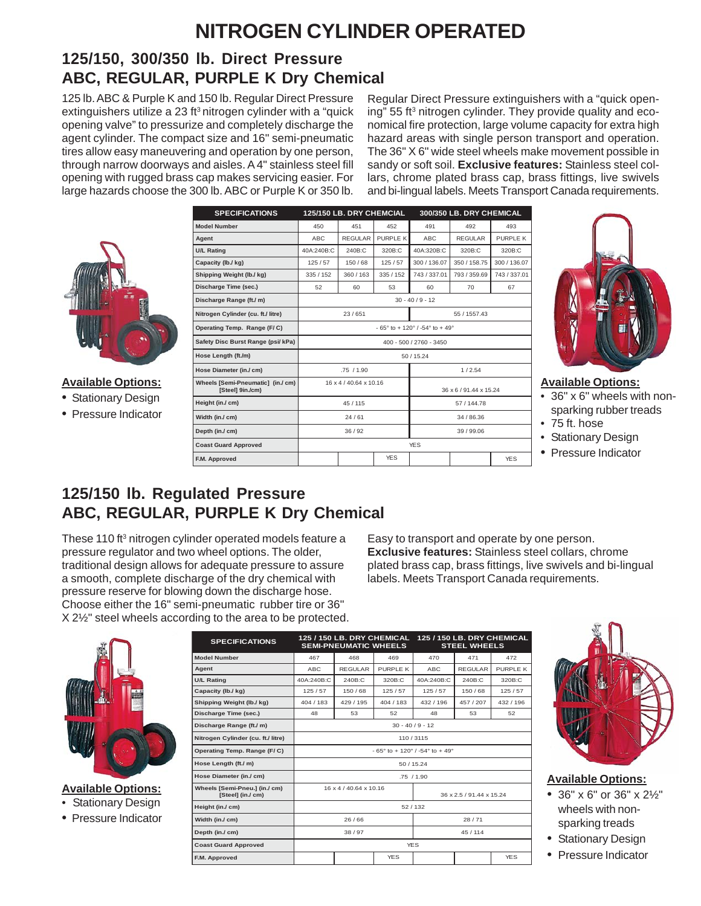# NITROGEN CYLINDER OPERATED

## 125/150, 300/350 lb. Direct Pressure ABC, REGULAR, PURPLE K Dry Chemical

125 lb. ABC & Purple K and 150 lb. Regular Direct Pressure extinguishers utilize a 23 ft³ nitrogen cylinder with a "quick opening valve" to pressurize and completely discharge the agent cylinder. The compact size and 16" semi-pneumatic tires allow easy maneuvering and operation by one person, through narrow doorways and aisles. A 4" stainless steel fill opening with rugged brass cap makes servicing easier. For large hazards choose the 300 lb. ABC or Purple K or 350 lb. Regular Direct Pressure extinguishers with a "quick opening" 55 ft³ nitrogen cylinder. They provide quality and economical fire protection, large volume capacity for extra high hazard areas with single person transport and operation. The 36" X 6" wide steel wheels make movement possible in sandy or soft soil. **Exclusive features:** Stainless steel collars, chrome plated brass cap, brass fittings, live swivels and bi-lingual labels. Meets Transport Canada requirements.

| SPECIFICATIONS | 125/150 LB. DRY CHEMCIAL | | | 300/350 LB. DRY CHEMICAL | | |
|---|---|---|---|---|---|---|
| Model Number | 450 | 451 | 452 | 491 | 492 | 493 |
| Agent | ABC | REGULAR | PURPLE K | ABC | REGULAR | PURPLE K |
| U/L Rating | 40A:240B:C | 240B:C | 320B:C | 40A:320B:C | 320B:C | 320B:C |
| Capacity (lb./ kg) | 125 / 57 | 150 / 68 | 125 / 57 | 300 / 136.07 | 350 / 158.75 | 300 / 136.07 |
| Shipping Weight (lb./ kg) | 335 / 152 | 360 / 163 | 335 / 152 | 743 / 337.01 | 793 / 359.69 | 743 / 337.01 |
| Discharge Time (sec.) | 52 | 60 | 53 | 60 | 70 | 67 |
| Discharge Range (ft./ m) | 30 - 40 / 9 - 12 | | | | | |
| Nitrogen Cylinder (cu. ft./ litre) | 23 / 651 | | | 55 / 1557.43 | | |
| Operating Temp. Range (F/ C) | - 65° to + 120° / -54° to + 49° | | | | | |
| Safety Disc Burst Range (psi/ kPa) | 400 - 500 / 2760 - 3450 | | | | | |
| Hose Length (ft./m) | 50 / 15.24 | | | | | |
| Hose Diameter (in./ cm) | .75 / 1.90 | | | 1 / 2.54 | | |
| Wheels [Semi-Pneumatic] (in./ cm) [Steel] 9in./cm) | 16 x 4 / 40.64 x 10.16 | | | 36 x 6 / 91.44 x 15.24 | | |
| Height (in./ cm) | 45 / 115 | | | 57 / 144.78 | | |
| Width (in./ cm) | 24 / 61 | | | 34 / 86.36 | | |
| Depth (in./ cm) | 36 / 92 | | | 39 / 99.06 | | |
| Coast Guard Approved | YES | | | | | |
| F.M. Approved | | | YES | | | YES |

**Available Options:**
- Stationary Design
- Pressure Indicator

**Available Options:**
- 36" x 6" wheels with non-sparking rubber treads
- 75 ft. hose
- Stationary Design
- Pressure Indicator

## 125/150 lb. Regulated Pressure ABC, REGULAR, PURPLE K Dry Chemical

These 110 ft³ nitrogen cylinder operated models feature a pressure regulator and two wheel options. The older, traditional design allows for adequate pressure to assure a smooth, complete discharge of the dry chemical with pressure reserve for blowing down the discharge hose. Choose either the 16" semi-pneumatic rubber tire or 36" X 2½" steel wheels according to the area to be protected. Easy to transport and operate by one person. **Exclusive features:** Stainless steel collars, chrome plated brass cap, brass fittings, live swivels and bi-lingual labels. Meets Transport Canada requirements.

| SPECIFICATIONS | 125 / 150 LB. DRY CHEMICAL SEMI-PNEUMATIC WHEELS | | | 125 / 150 LB. DRY CHEMICAL STEEL WHEELS | | |
|---|---|---|---|---|---|---|
| Model Number | 467 | 468 | 469 | 470 | 471 | 472 |
| Agent | ABC | REGULAR | PURPLE K | ABC | REGULAR | PURPLE K |
| U/L Rating | 40A:240B:C | 240B:C | 320B:C | 40A:240B:C | 240B:C | 320B:C |
| Capacity (lb./ kg) | 125 / 57 | 150 / 68 | 125 / 57 | 125 / 57 | 150 / 68 | 125 / 57 |
| Shipping Weight (lb./ kg) | 404 / 183 | 429 / 195 | 404 / 183 | 432 / 196 | 457 / 207 | 432 / 196 |
| Discharge Time (sec.) | 48 | 53 | 52 | 48 | 53 | 52 |
| Discharge Range (ft./ m) | 30 - 40 / 9 - 12 | | | | | |
| Nitrogen Cylinder (cu. ft./ litre) | 110 / 3115 | | | | | |
| Operating Temp. Range (F/ C) | - 65° to + 120° / -54° to + 49° | | | | | |
| Hose Length (ft./ m) | 50 / 15.24 | | | | | |
| Hose Diameter (in./ cm) | .75 / 1.90 | | | | | |
| Wheels [Semi-Pneu.] (in./ cm) [Steel] (in./ cm) | 16 x 4 / 40.64 x 10.16 | | | 36 x 2.5 / 91.44 x 15.24 | | |
| Height (in./ cm) | 52 / 132 | | | | | |
| Width (in./ cm) | 26 / 66 | | | 28 / 71 | | |
| Depth (in./ cm) | 38 / 97 | | | 45 / 114 | | |
| Coast Guard Approved | YES | | | | | |
| F.M. Approved | | | YES | | | YES |

**Available Options:**
- Stationary Design
- Pressure Indicator

**Available Options:**
- 36" x 6" or 36" x 2½" wheels with non-sparking treads
- Stationary Design
- Pressure Indicator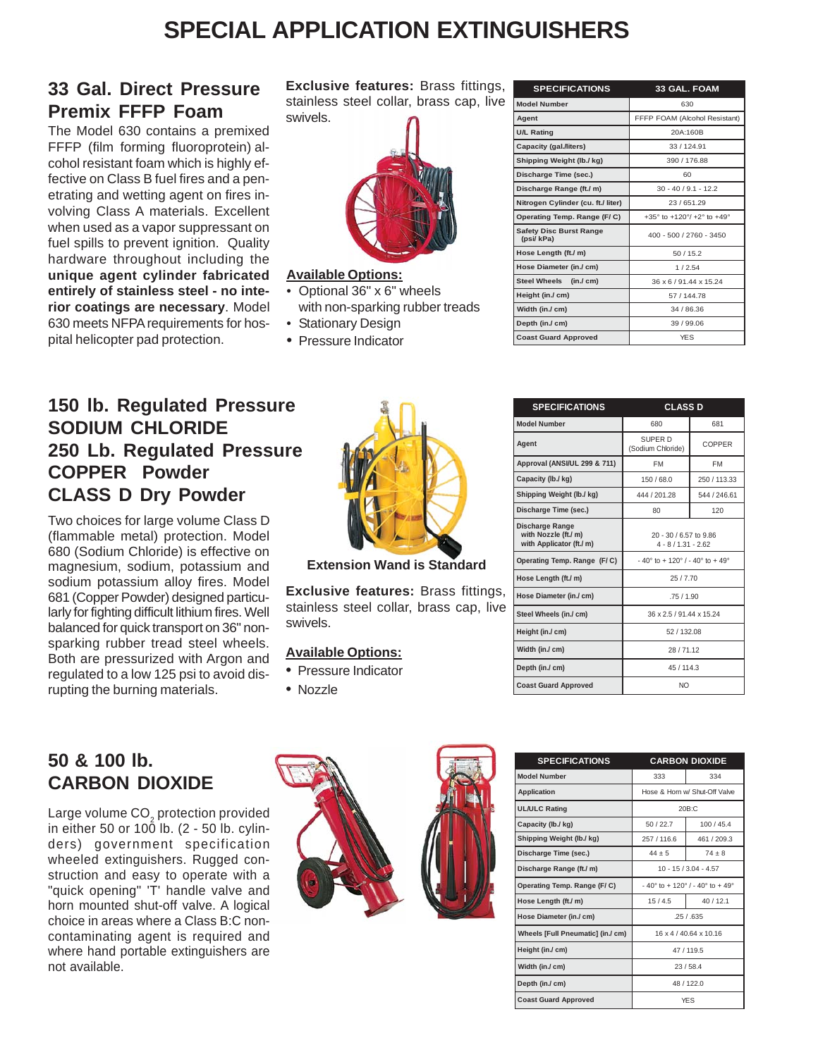# SPECIAL APPLICATION EXTINGUISHERS

## 33 Gal. Direct Pressure Premix FFFP Foam

The Model 630 contains a premixed FFFP (film forming fluoroprotein) alcohol resistant foam which is highly effective on Class B fuel fires and a penetrating and wetting agent on fires involving Class A materials. Excellent when used as a vapor suppressant on fuel spills to prevent ignition. Quality hardware throughout including the **unique agent cylinder fabricated entirely of stainless steel - no interior coatings are necessary**. Model 630 meets NFPA requirements for hospital helicopter pad protection.

**Exclusive features:** Brass fittings, stainless steel collar, brass cap, live swivels.

**Available Options:**

- Optional 36" x 6" wheels with non-sparking rubber treads
- Stationary Design
- Pressure Indicator

| SPECIFICATIONS | 33 GAL. FOAM |
|---|---|
| Model Number | 630 |
| Agent | FFFP FOAM (Alcohol Resistant) |
| U/L Rating | 20A:160B |
| Capacity (gal./liters) | 33 / 124.91 |
| Shipping Weight (lb./ kg) | 390 / 176.88 |
| Discharge Time (sec.) | 60 |
| Discharge Range (ft./ m) | 30 - 40 / 9.1 - 12.2 |
| Nitrogen Cylinder (cu. ft./ liter) | 23 / 651.29 |
| Operating Temp. Range (F/ C) | +35° to +120°/ +2° to +49° |
| Safety Disc Burst Range (psi/ kPa) | 400 - 500 / 2760 - 3450 |
| Hose Length (ft./ m) | 50 / 15.2 |
| Hose Diameter (in./ cm) | 1 / 2.54 |
| Steel Wheels (in./ cm) | 36 x 6 / 91.44 x 15.24 |
| Height (in./ cm) | 57 / 144.78 |
| Width (in./ cm) | 34 / 86.36 |
| Depth (in./ cm) | 39 / 99.06 |
| Coast Guard Approved | YES |

## 150 lb. Regulated Pressure SODIUM CHLORIDE 250 Lb. Regulated Pressure COPPER Powder CLASS D Dry Powder

Two choices for large volume Class D (flammable metal) protection. Model 680 (Sodium Chloride) is effective on magnesium, sodium, potassium and sodium potassium alloy fires. Model 681 (Copper Powder) designed particularly for fighting difficult lithium fires. Well balanced for quick transport on 36" non-sparking rubber tread steel wheels. Both are pressurized with Argon and regulated to a low 125 psi to avoid disrupting the burning materials.

**Extension Wand is Standard**

**Exclusive features:** Brass fittings, stainless steel collar, brass cap, live swivels.

**Available Options:**

- Pressure Indicator
- Nozzle

| SPECIFICATIONS | CLASS D | |
|---|---|---|
| Model Number | 680 | 681 |
| Agent | SUPER D (Sodium Chloride) | COPPER |
| Approval (ANSI/UL 299 & 711) | FM | FM |
| Capacity (lb./ kg) | 150 / 68.0 | 250 / 113.33 |
| Shipping Weight (lb./ kg) | 444 / 201.28 | 544 / 246.61 |
| Discharge Time (sec.) | 80 | 120 |
| Discharge Range with Nozzle (ft./ m) with Applicator (ft./ m) | 20 - 30 / 6.57 to 9.86<br>4 - 8 / 1.31 - 2.62 | |
| Operating Temp. Range (F/ C) | - 40° to + 120° / - 40° to + 49° | |
| Hose Length (ft./ m) | 25 / 7.70 | |
| Hose Diameter (in./ cm) | .75 / 1.90 | |
| Steel Wheels (in./ cm) | 36 x 2.5 / 91.44 x 15.24 | |
| Height (in./ cm) | 52 / 132.08 | |
| Width (in./ cm) | 28 / 71.12 | |
| Depth (in./ cm) | 45 / 114.3 | |
| Coast Guard Approved | NO | |

## 50 & 100 lb. CARBON DIOXIDE

Large volume $CO_2$ protection provided in either 50 or 100 lb. (2 - 50 lb. cylinders) government specification wheeled extinguishers. Rugged construction and easy to operate with a "quick opening" 'T' handle valve and horn mounted shut-off valve. A logical choice in areas where a Class B:C non-contaminating agent is required and where hand portable extinguishers are not available.

| SPECIFICATIONS | CARBON DIOXIDE | |
|---|---|---|
| Model Number | 333 | 334 |
| Application | Hose & Horn w/ Shut-Off Valve | |
| UL/ULC Rating | 20B:C | |
| Capacity (lb./ kg) | 50 / 22.7 | 100 / 45.4 |
| Shipping Weight (lb./ kg) | 257 / 116.6 | 461 / 209.3 |
| Discharge Time (sec.) | 44 ± 5 | 74 ± 8 |
| Discharge Range (ft./ m) | 10 - 15 / 3.04 - 4.57 | |
| Operating Temp. Range (F/ C) | - 40° to + 120° / - 40° to + 49° | |
| Hose Length (ft./ m) | 15 / 4.5 | 40 / 12.1 |
| Hose Diameter (in./ cm) | .25 / .635 | |
| Wheels [Full Pneumatic] (in./ cm) | 16 x 4 / 40.64 x 10.16 | |
| Height (in./ cm) | 47 / 119.5 | |
| Width (in./ cm) | 23 / 58.4 | |
| Depth (in./ cm) | 48 / 122.0 | |
| Coast Guard Approved | YES | |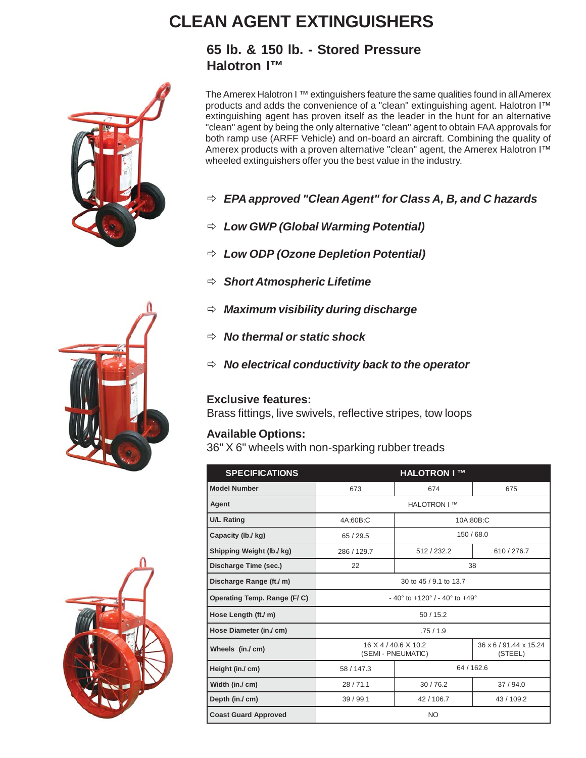# CLEAN AGENT EXTINGUISHERS

## 65 lb. & 150 lb. - Stored Pressure Halotron I™

The Amerex Halotron I ™ extinguishers feature the same qualities found in all Amerex products and adds the convenience of a "clean" extinguishing agent. Halotron I™ extinguishing agent has proven itself as the leader in the hunt for an alternative "clean" agent by being the only alternative "clean" agent to obtain FAA approvals for both ramp use (ARFF Vehicle) and on-board an aircraft. Combining the quality of Amerex products with a proven alternative "clean" agent, the Amerex Halotron I™ wheeled extinguishers offer you the best value in the industry.

- ***EPA approved "Clean Agent" for Class A, B, and C hazards***
- ***Low GWP (Global Warming Potential)***
- ***Low ODP (Ozone Depletion Potential)***
- ***Short Atmospheric Lifetime***
- ***Maximum visibility during discharge***
- ***No thermal or static shock***
- ***No electrical conductivity back to the operator***

**Exclusive features:**
Brass fittings, live swivels, reflective stripes, tow loops

**Available Options:**
36" X 6" wheels with non-sparking rubber treads

| SPECIFICATIONS | HALOTRON I ™ | | |
|---|---|---|---|
| Model Number | 673 | 674 | 675 |
| Agent | HALOTRON I ™ | | |
| U/L Rating | 4A:60B:C | 10A:80B:C | |
| Capacity (lb./ kg) | 65 / 29.5 | 150 / 68.0 | |
| Shipping Weight (lb./ kg) | 286 / 129.7 | 512 / 232.2 | 610 / 276.7 |
| Discharge Time (sec.) | 22 | 38 | |
| Discharge Range (ft./ m) | 30 to 45 / 9.1 to 13.7 | | |
| Operating Temp. Range (F/ C) | - 40° to +120° / - 40° to +49° | | |
| Hose Length (ft./ m) | 50 / 15.2 | | |
| Hose Diameter (in./ cm) | .75 / 1.9 | | |
| Wheels (in./ cm) | 16 X 4 / 40.6 X 10.2 (SEMI - PNEUMATIC) | | 36 x 6 / 91.44 x 15.24 (STEEL) |
| Height (in./ cm) | 58 / 147.3 | 64 / 162.6 | |
| Width (in./ cm) | 28 / 71.1 | 30 / 76.2 | 37 / 94.0 |
| Depth (in./ cm) | 39 / 99.1 | 42 / 106.7 | 43 / 109.2 |
| Coast Guard Approved | NO | | |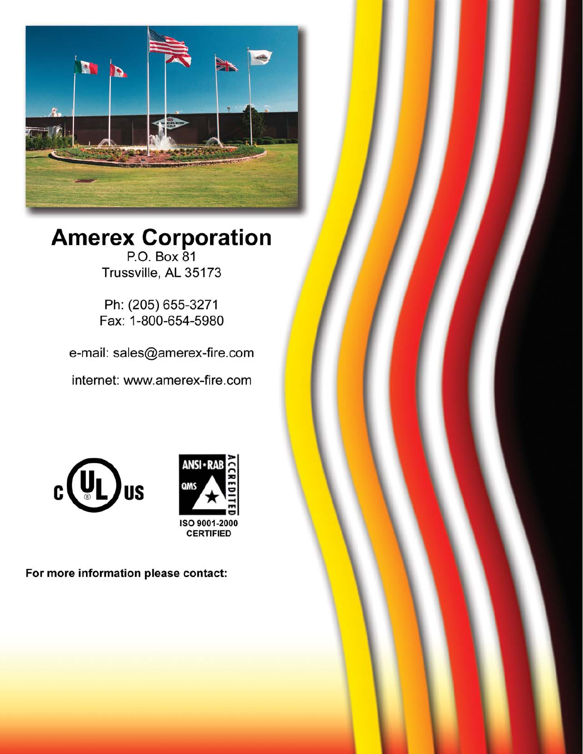# Amerex Corporation

P.O. Box 81
Trussville, AL 35173

Ph: (205) 655-3271
Fax: 1-800-654-5980

e-mail: sales@amerex-fire.com

internet: www.amerex-fire.com

ISO 9001-2000 CERTIFIED

**For more information please contact:**